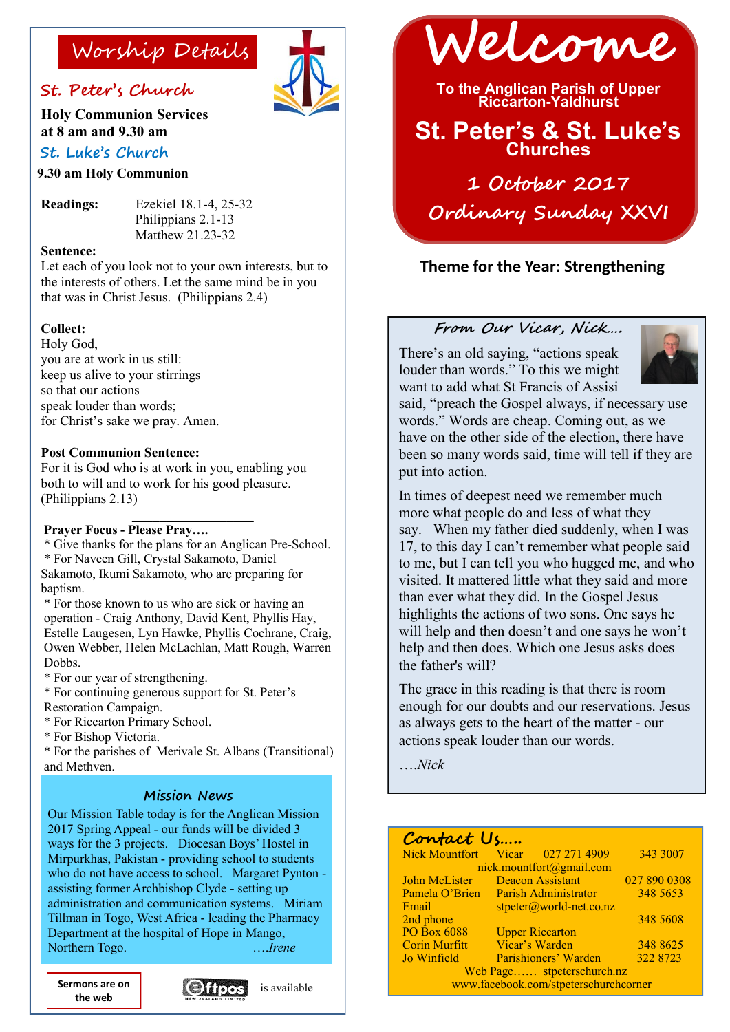# Worship Details

## St. Peter's Church

**Holy Communion Services at 8 am and 9.30 am**

## St. Luke's Church

**9.30 am Holy Communion**

**Readings:** Ezekiel 18.1-4, 25-32
Philippians 2.1-13
Matthew 21.23-32

**Sentence:**
Let each of you look not to your own interests, but to the interests of others. Let the same mind be in you that was in Christ Jesus. (Philippians 2.4)

**Collect:**
Holy God,
you are at work in us still:
keep us alive to your stirrings
so that our actions
speak louder than words;
for Christ's sake we pray. Amen.

**Post Communion Sentence:**
For it is God who is at work in you, enabling you both to will and to work for his good pleasure. (Philippians 2.13)

---

**Prayer Focus - Please Pray….**

* Give thanks for the plans for an Anglican Pre-School.
* For Naveen Gill, Crystal Sakamoto, Daniel Sakamoto, Ikumi Sakamoto, who are preparing for baptism.
* For those known to us who are sick or having an operation - Craig Anthony, David Kent, Phyllis Hay, Estelle Laugesen, Lyn Hawke, Phyllis Cochrane, Craig, Owen Webber, Helen McLachlan, Matt Rough, Warren Dobbs.
* For our year of strengthening.
* For continuing generous support for St. Peter's Restoration Campaign.
* For Riccarton Primary School.
* For Bishop Victoria.
* For the parishes of Merivale St. Albans (Transitional) and Methven.

## Mission News

Our Mission Table today is for the Anglican Mission 2017 Spring Appeal - our funds will be divided 3 ways for the 3 projects. Diocesan Boys' Hostel in Mirpurkhas, Pakistan - providing school to students who do not have access to school. Margaret Pynton - assisting former Archbishop Clyde - setting up administration and communication systems. Miriam Tillman in Togo, West Africa - leading the Pharmacy Department at the hospital of Hope in Mango, Northern Togo. *….Irene*

**Sermons are on the web**

Eftpos is available

# Welcome

**To the Anglican Parish of Upper Riccarton-Yaldhurst**

## St. Peter's & St. Luke's Churches

**1 October 2017**

**Ordinary Sunday XXVI**

**Theme for the Year: Strengthening**

## From Our Vicar, Nick….

There's an old saying, "actions speak louder than words." To this we might want to add what St Francis of Assisi said, "preach the Gospel always, if necessary use words." Words are cheap. Coming out, as we have on the other side of the election, there have been so many words said, time will tell if they are put into action.

In times of deepest need we remember much more what people do and less of what they say. When my father died suddenly, when I was 17, to this day I can't remember what people said to me, but I can tell you who hugged me, and who visited. It mattered little what they said and more than ever what they did. In the Gospel Jesus highlights the actions of two sons. One says he will help and then doesn't and one says he won't help and then does. Which one Jesus asks does the father's will?

The grace in this reading is that there is room enough for our doubts and our reservations. Jesus as always gets to the heart of the matter - our actions speak louder than our words.

*….Nick*

## Contact Us…..

| | | | |
|---|---|---|---|
| Nick Mountfort | Vicar | 027 271 4909 | 343 3007 |
| | nick.mountfort@gmail.com | | |
| John McLister | Deacon Assistant | | 027 890 0308 |
| Pamela O'Brien | Parish Administrator | | 348 5653 |
| Email | stpeter@world-net.co.nz | | |
| 2nd phone | | | 348 5608 |
| PO Box 6088 | Upper Riccarton | | |
| Corin Murfitt | Vicar's Warden | | 348 8625 |
| Jo Winfield | Parishioners' Warden | | 322 8723 |

Web Page…… stpeterschurch.nz
www.facebook.com/stpeterschurchcorner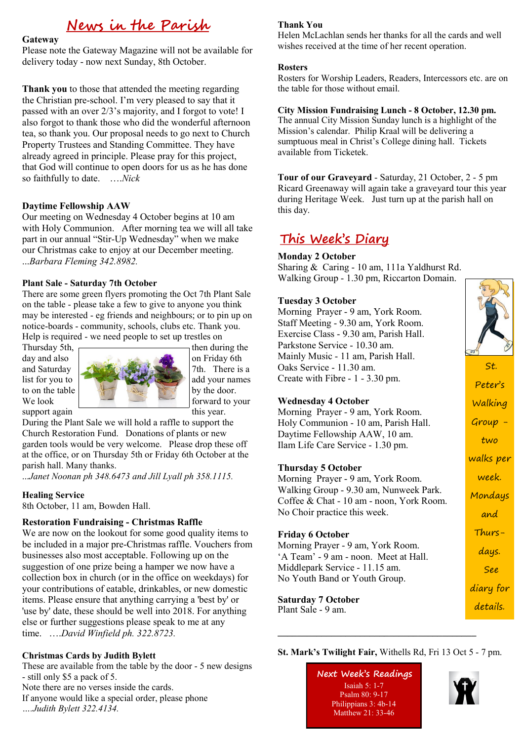# News in the Parish

### Gateway

Please note the Gateway Magazine will not be available for delivery today - now next Sunday, 8th October.

**Thank you** to those that attended the meeting regarding the Christian pre-school. I'm very pleased to say that it passed with an over 2/3's majority, and I forgot to vote! I also forgot to thank those who did the wonderful afternoon tea, so thank you. Our proposal needs to go next to Church Property Trustees and Standing Committee. They have already agreed in principle. Please pray for this project, that God will continue to open doors for us as he has done so faithfully to date. ….*Nick*

### Daytime Fellowship AAW

Our meeting on Wednesday 4 October begins at 10 am with Holy Communion. After morning tea we will all take part in our annual "Stir-Up Wednesday" when we make our Christmas cake to enjoy at our December meeting. *...Barbara Fleming 342.8982.*

### Plant Sale - Saturday 7th October

There are some green flyers promoting the Oct 7th Plant Sale on the table - please take a few to give to anyone you think may be interested - eg friends and neighbours; or to pin up on notice-boards - community, schools, clubs etc. Thank you. Help is required - we need people to set up trestles on Thursday 5th, then during the day and also on Friday 6th and Saturday 7th. There is a list for you to add your names to on the table by the door. We look forward to your support again this year.

During the Plant Sale we will hold a raffle to support the Church Restoration Fund. Donations of plants or new garden tools would be very welcome. Please drop these off at the office, or on Thursday 5th or Friday 6th October at the parish hall. Many thanks.
*...Janet Noonan ph 348.6473 and Jill Lyall ph 358.1115.*

### Healing Service

8th October, 11 am, Bowden Hall.

### Restoration Fundraising - Christmas Raffle

We are now on the lookout for some good quality items to be included in a major pre-Christmas raffle. Vouchers from businesses also most acceptable. Following up on the suggestion of one prize being a hamper we now have a collection box in church (or in the office on weekdays) for your contributions of eatable, drinkables, or new domestic items. Please ensure that anything carrying a 'best by' or 'use by' date, these should be well into 2018. For anything else or further suggestions please speak to me at any time. ….*David Winfield ph. 322.8723.*

### Christmas Cards by Judith Bylett

These are available from the table by the door - 5 new designs - still only $5 a pack of 5.
Note there are no verses inside the cards.
If anyone would like a special order, please phone
*….Judith Bylett 322.4134.*

### Thank You

Helen McLachlan sends her thanks for all the cards and well wishes received at the time of her recent operation.

### Rosters

Rosters for Worship Leaders, Readers, Intercessors etc. are on the table for those without email.

### City Mission Fundraising Lunch - 8 October, 12.30 pm.

The annual City Mission Sunday lunch is a highlight of the Mission's calendar. Philip Kraal will be delivering a sumptuous meal in Christ's College dining hall. Tickets available from Ticketek.

**Tour of our Graveyard** - Saturday, 21 October, 2 - 5 pm
Ricard Greenaway will again take a graveyard tour this year during Heritage Week. Just turn up at the parish hall on this day.

# This Week's Diary

**Monday 2 October**
Sharing & Caring - 10 am, 111a Yaldhurst Rd.
Walking Group - 1.30 pm, Riccarton Domain.

**Tuesday 3 October**
Morning Prayer - 9 am, York Room.
Staff Meeting - 9.30 am, York Room.
Exercise Class - 9.30 am, Parish Hall.
Parkstone Service - 10.30 am.
Mainly Music - 11 am, Parish Hall.
Oaks Service - 11.30 am.
Create with Fibre - 1 - 3.30 pm.

**Wednesday 4 October**
Morning Prayer - 9 am, York Room.
Holy Communion - 10 am, Parish Hall.
Daytime Fellowship AAW, 10 am.
Ilam Life Care Service - 1.30 pm.

**Thursday 5 October**
Morning Prayer - 9 am, York Room.
Walking Group - 9.30 am, Nunweek Park.
Coffee & Chat - 10 am - noon, York Room.
No Choir practice this week.

**Friday 6 October**
Morning Prayer - 9 am, York Room.
'A Team' - 9 am - noon. Meet at Hall.
Middlepark Service - 11.15 am.
No Youth Band or Youth Group.

**Saturday 7 October**
Plant Sale - 9 am.

St. Peter's Walking Group - two walks per week. Mondays and Thurs-days. See diary for details.

---

**St. Mark's Twilight Fair,** Withells Rd, Fri 13 Oct 5 - 7 pm.

**Next Week's Readings**
Isaiah 5: 1-7
Psalm 80: 9-17
Philippians 3: 4b-14
Matthew 21: 33-46